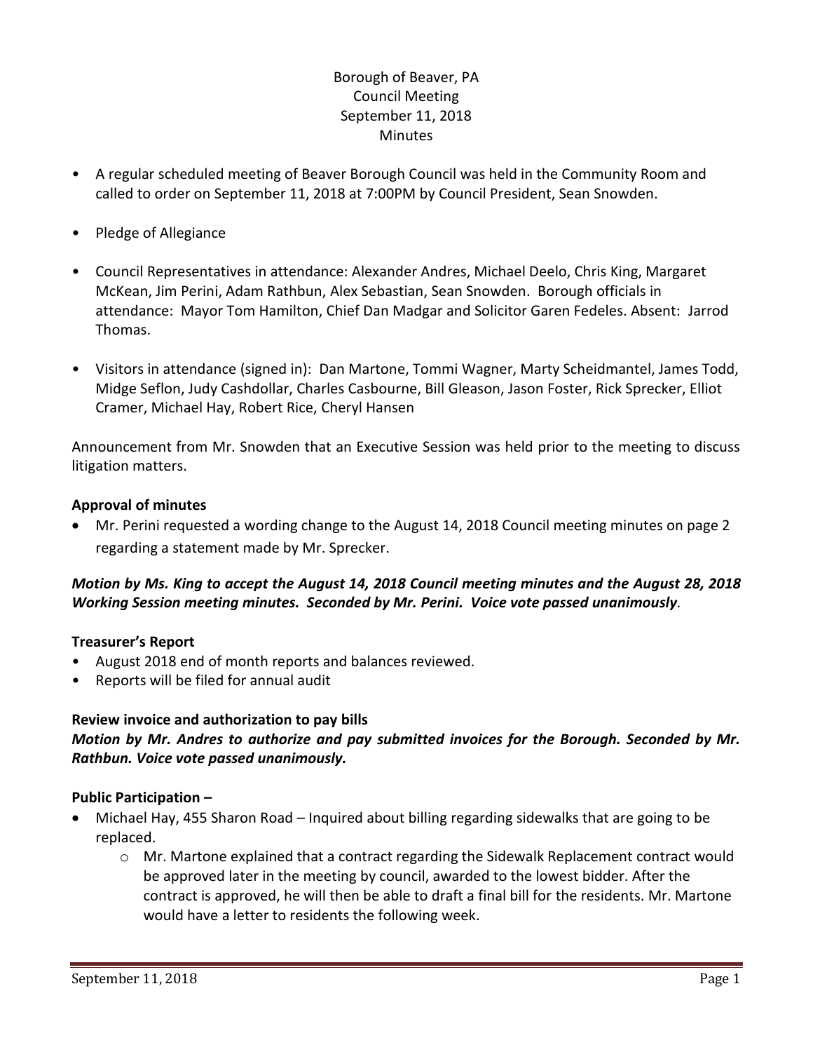Borough of Beaver, PA
Council Meeting
September 11, 2018
Minutes

- A regular scheduled meeting of Beaver Borough Council was held in the Community Room and called to order on September 11, 2018 at 7:00PM by Council President, Sean Snowden.
- Pledge of Allegiance
- Council Representatives in attendance: Alexander Andres, Michael Deelo, Chris King, Margaret McKean, Jim Perini, Adam Rathbun, Alex Sebastian, Sean Snowden. Borough officials in attendance: Mayor Tom Hamilton, Chief Dan Madgar and Solicitor Garen Fedeles. Absent: Jarrod Thomas.
- Visitors in attendance (signed in): Dan Martone, Tommi Wagner, Marty Scheidmantel, James Todd, Midge Seflon, Judy Cashdollar, Charles Casbourne, Bill Gleason, Jason Foster, Rick Sprecker, Elliot Cramer, Michael Hay, Robert Rice, Cheryl Hansen

Announcement from Mr. Snowden that an Executive Session was held prior to the meeting to discuss litigation matters.

**Approval of minutes**

- Mr. Perini requested a wording change to the August 14, 2018 Council meeting minutes on page 2 regarding a statement made by Mr. Sprecker.

***Motion by Ms. King to accept the August 14, 2018 Council meeting minutes and the August 28, 2018 Working Session meeting minutes. Seconded by Mr. Perini. Voice vote passed unanimously.***

**Treasurer's Report**

- August 2018 end of month reports and balances reviewed.
- Reports will be filed for annual audit

**Review invoice and authorization to pay bills**

***Motion by Mr. Andres to authorize and pay submitted invoices for the Borough. Seconded by Mr. Rathbun. Voice vote passed unanimously.***

**Public Participation –**

- Michael Hay, 455 Sharon Road – Inquired about billing regarding sidewalks that are going to be replaced.
  - Mr. Martone explained that a contract regarding the Sidewalk Replacement contract would be approved later in the meeting by council, awarded to the lowest bidder. After the contract is approved, he will then be able to draft a final bill for the residents. Mr. Martone would have a letter to residents the following week.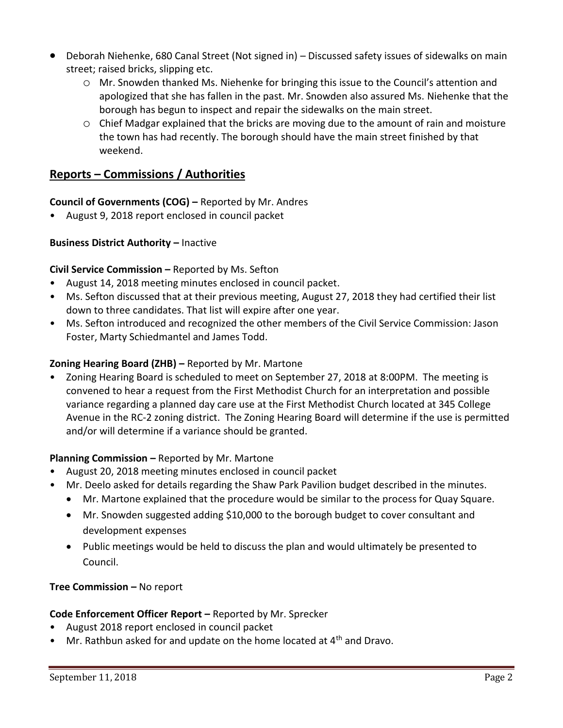- Deborah Niehenke, 680 Canal Street (Not signed in) – Discussed safety issues of sidewalks on main street; raised bricks, slipping etc.
    - Mr. Snowden thanked Ms. Niehenke for bringing this issue to the Council's attention and apologized that she has fallen in the past. Mr. Snowden also assured Ms. Niehenke that the borough has begun to inspect and repair the sidewalks on the main street.
    - Chief Madgar explained that the bricks are moving due to the amount of rain and moisture the town has had recently. The borough should have the main street finished by that weekend.

## Reports – Commissions / Authorities

**Council of Governments (COG) –** Reported by Mr. Andres

- August 9, 2018 report enclosed in council packet

**Business District Authority –** Inactive

**Civil Service Commission –** Reported by Ms. Sefton

- August 14, 2018 meeting minutes enclosed in council packet.
- Ms. Sefton discussed that at their previous meeting, August 27, 2018 they had certified their list down to three candidates. That list will expire after one year.
- Ms. Sefton introduced and recognized the other members of the Civil Service Commission: Jason Foster, Marty Schiedmantel and James Todd.

**Zoning Hearing Board (ZHB) –** Reported by Mr. Martone

- Zoning Hearing Board is scheduled to meet on September 27, 2018 at 8:00PM. The meeting is convened to hear a request from the First Methodist Church for an interpretation and possible variance regarding a planned day care use at the First Methodist Church located at 345 College Avenue in the RC-2 zoning district. The Zoning Hearing Board will determine if the use is permitted and/or will determine if a variance should be granted.

**Planning Commission –** Reported by Mr. Martone

- August 20, 2018 meeting minutes enclosed in council packet
- Mr. Deelo asked for details regarding the Shaw Park Pavilion budget described in the minutes.
    - Mr. Martone explained that the procedure would be similar to the process for Quay Square.
    - Mr. Snowden suggested adding $10,000 to the borough budget to cover consultant and development expenses
    - Public meetings would be held to discuss the plan and would ultimately be presented to Council.

**Tree Commission –** No report

**Code Enforcement Officer Report –** Reported by Mr. Sprecker

- August 2018 report enclosed in council packet
- Mr. Rathbun asked for and update on the home located at 4th and Dravo.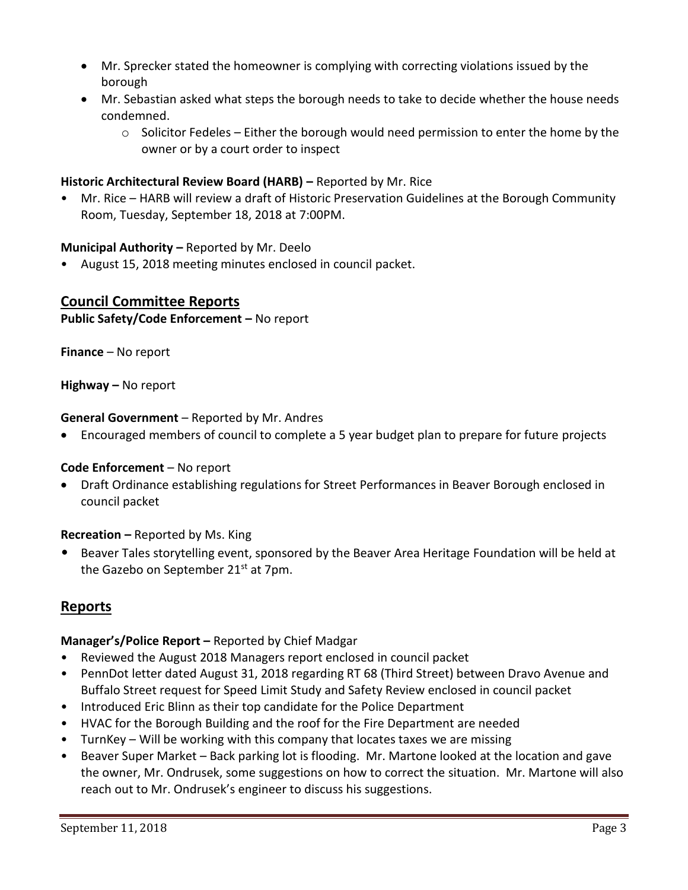- Mr. Sprecker stated the homeowner is complying with correcting violations issued by the borough
- Mr. Sebastian asked what steps the borough needs to take to decide whether the house needs condemned.
    - Solicitor Fedeles – Either the borough would need permission to enter the home by the owner or by a court order to inspect

**Historic Architectural Review Board (HARB) –** Reported by Mr. Rice

- Mr. Rice – HARB will review a draft of Historic Preservation Guidelines at the Borough Community Room, Tuesday, September 18, 2018 at 7:00PM.

**Municipal Authority –** Reported by Mr. Deelo

- August 15, 2018 meeting minutes enclosed in council packet.

## Council Committee Reports

**Public Safety/Code Enforcement –** No report

**Finance** – No report

**Highway –** No report

**General Government** – Reported by Mr. Andres

- Encouraged members of council to complete a 5 year budget plan to prepare for future projects

**Code Enforcement** – No report

- Draft Ordinance establishing regulations for Street Performances in Beaver Borough enclosed in council packet

**Recreation –** Reported by Ms. King

- Beaver Tales storytelling event, sponsored by the Beaver Area Heritage Foundation will be held at the Gazebo on September 21st at 7pm.

## Reports

**Manager's/Police Report –** Reported by Chief Madgar

- Reviewed the August 2018 Managers report enclosed in council packet
- PennDot letter dated August 31, 2018 regarding RT 68 (Third Street) between Dravo Avenue and Buffalo Street request for Speed Limit Study and Safety Review enclosed in council packet
- Introduced Eric Blinn as their top candidate for the Police Department
- HVAC for the Borough Building and the roof for the Fire Department are needed
- TurnKey – Will be working with this company that locates taxes we are missing
- Beaver Super Market – Back parking lot is flooding. Mr. Martone looked at the location and gave the owner, Mr. Ondrusek, some suggestions on how to correct the situation. Mr. Martone will also reach out to Mr. Ondrusek's engineer to discuss his suggestions.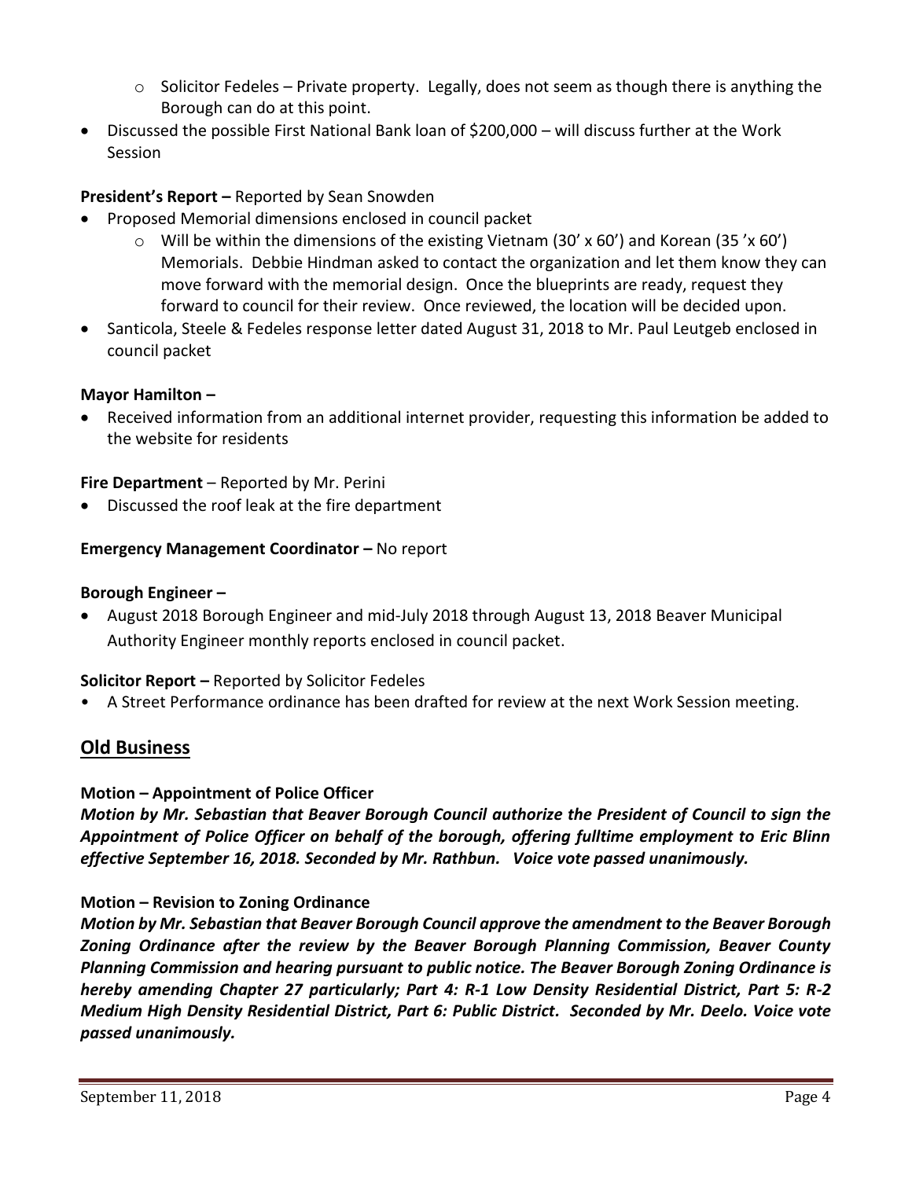- Solicitor Fedeles – Private property. Legally, does not seem as though there is anything the Borough can do at this point.
- Discussed the possible First National Bank loan of $200,000 – will discuss further at the Work Session

**President's Report –** Reported by Sean Snowden

- Proposed Memorial dimensions enclosed in council packet
  - Will be within the dimensions of the existing Vietnam (30' x 60') and Korean (35 'x 60') Memorials. Debbie Hindman asked to contact the organization and let them know they can move forward with the memorial design. Once the blueprints are ready, request they forward to council for their review. Once reviewed, the location will be decided upon.
- Santicola, Steele & Fedeles response letter dated August 31, 2018 to Mr. Paul Leutgeb enclosed in council packet

**Mayor Hamilton –**

- Received information from an additional internet provider, requesting this information be added to the website for residents

**Fire Department** – Reported by Mr. Perini

- Discussed the roof leak at the fire department

**Emergency Management Coordinator –** No report

**Borough Engineer –**

- August 2018 Borough Engineer and mid-July 2018 through August 13, 2018 Beaver Municipal Authority Engineer monthly reports enclosed in council packet.

**Solicitor Report –** Reported by Solicitor Fedeles

- A Street Performance ordinance has been drafted for review at the next Work Session meeting.

## Old Business

**Motion – Appointment of Police Officer**

***Motion by Mr. Sebastian that Beaver Borough Council authorize the President of Council to sign the Appointment of Police Officer on behalf of the borough, offering fulltime employment to Eric Blinn effective September 16, 2018. Seconded by Mr. Rathbun. Voice vote passed unanimously.***

**Motion – Revision to Zoning Ordinance**

***Motion by Mr. Sebastian that Beaver Borough Council approve the amendment to the Beaver Borough Zoning Ordinance after the review by the Beaver Borough Planning Commission, Beaver County Planning Commission and hearing pursuant to public notice. The Beaver Borough Zoning Ordinance is hereby amending Chapter 27 particularly; Part 4: R-1 Low Density Residential District, Part 5: R-2 Medium High Density Residential District, Part 6: Public District. Seconded by Mr. Deelo. Voice vote passed unanimously.***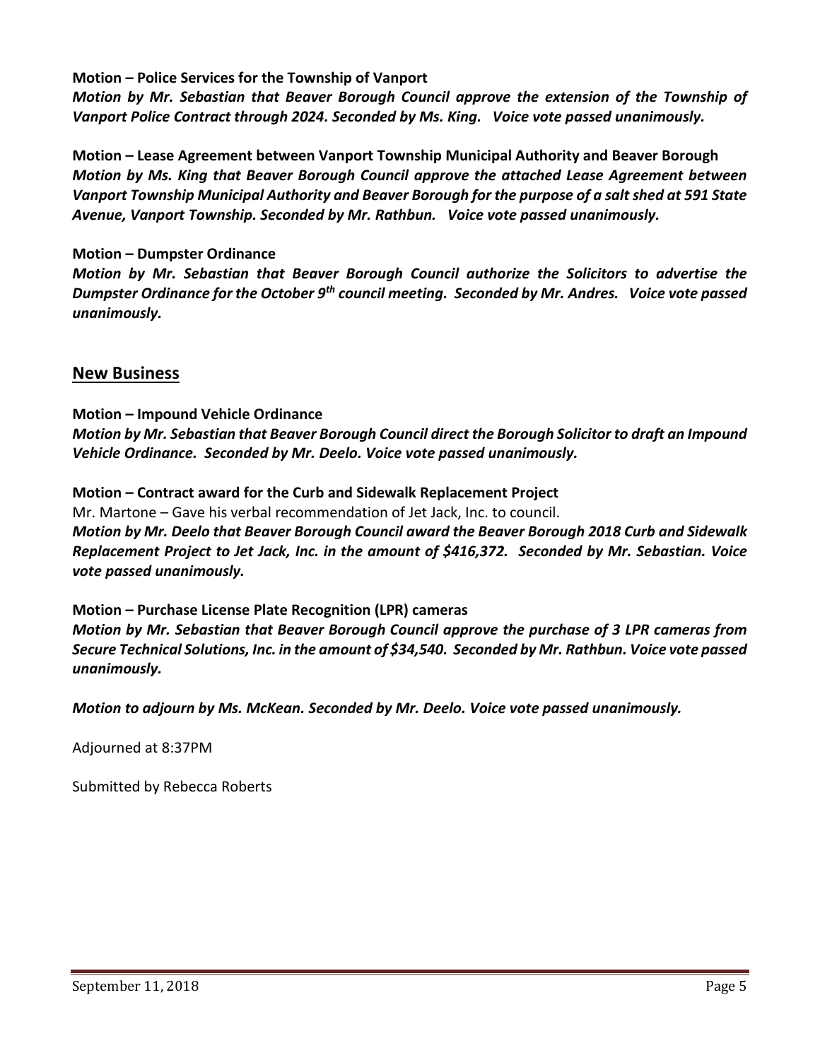**Motion – Police Services for the Township of Vanport**

***Motion by Mr. Sebastian that Beaver Borough Council approve the extension of the Township of Vanport Police Contract through 2024. Seconded by Ms. King. Voice vote passed unanimously.***

**Motion – Lease Agreement between Vanport Township Municipal Authority and Beaver Borough**

***Motion by Ms. King that Beaver Borough Council approve the attached Lease Agreement between Vanport Township Municipal Authority and Beaver Borough for the purpose of a salt shed at 591 State Avenue, Vanport Township. Seconded by Mr. Rathbun. Voice vote passed unanimously.***

**Motion – Dumpster Ordinance**

***Motion by Mr. Sebastian that Beaver Borough Council authorize the Solicitors to advertise the Dumpster Ordinance for the October 9th council meeting. Seconded by Mr. Andres. Voice vote passed unanimously.***

## New Business

**Motion – Impound Vehicle Ordinance**

***Motion by Mr. Sebastian that Beaver Borough Council direct the Borough Solicitor to draft an Impound Vehicle Ordinance. Seconded by Mr. Deelo. Voice vote passed unanimously.***

**Motion – Contract award for the Curb and Sidewalk Replacement Project**

Mr. Martone – Gave his verbal recommendation of Jet Jack, Inc. to council.

***Motion by Mr. Deelo that Beaver Borough Council award the Beaver Borough 2018 Curb and Sidewalk Replacement Project to Jet Jack, Inc. in the amount of $416,372. Seconded by Mr. Sebastian. Voice vote passed unanimously.***

**Motion – Purchase License Plate Recognition (LPR) cameras**

***Motion by Mr. Sebastian that Beaver Borough Council approve the purchase of 3 LPR cameras from Secure Technical Solutions, Inc. in the amount of $34,540. Seconded by Mr. Rathbun. Voice vote passed unanimously.***

***Motion to adjourn by Ms. McKean. Seconded by Mr. Deelo. Voice vote passed unanimously.***

Adjourned at 8:37PM

Submitted by Rebecca Roberts